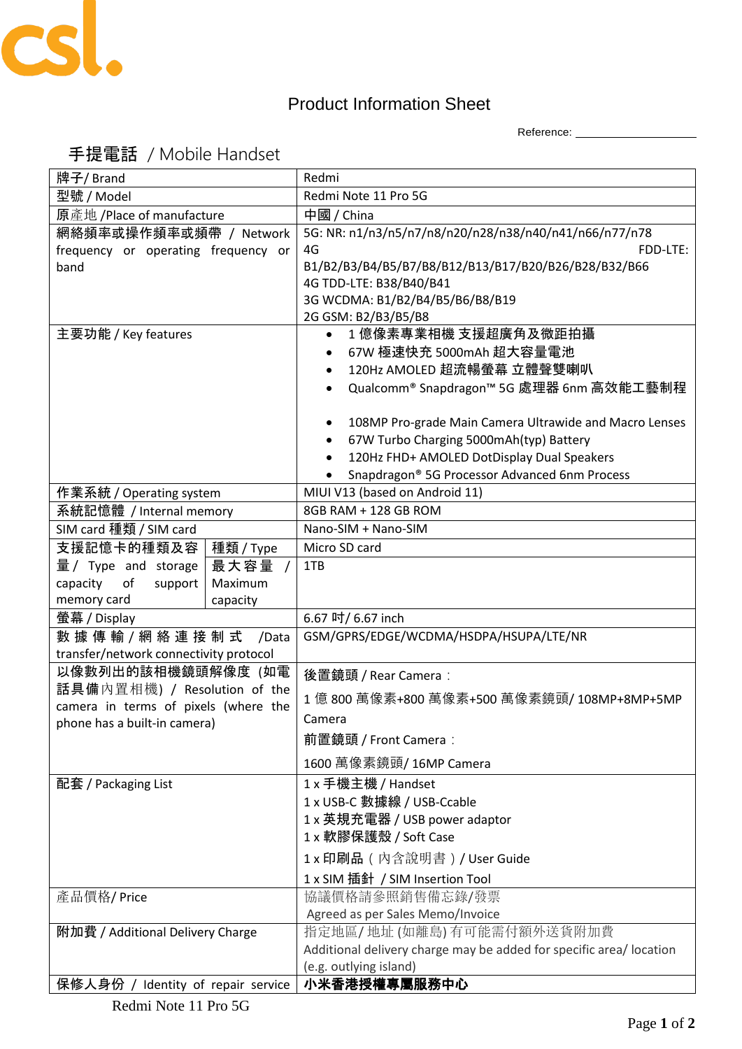csl.

# Product Information Sheet

Reference: ____________

## 手提電話 / Mobile Handset

| 牌子/ Brand | | Redmi |
|---|---|---|
| 型號 / Model | | Redmi Note 11 Pro 5G |
| 原產地 /Place of manufacture | | 中國 / China |
| 網絡頻率或操作頻率或頻帶 / Network frequency or operating frequency or band | | 5G: NR: n1/n3/n5/n7/n8/n20/n28/n38/n40/n41/n66/n77/n78<br>4G FDD-LTE: B1/B2/B3/B4/B5/B7/B8/B12/B13/B17/B20/B26/B28/B32/B66<br>4G TDD-LTE: B38/B40/B41<br>3G WCDMA: B1/B2/B4/B5/B6/B8/B19<br>2G GSM: B2/B3/B5/B8 |
| 主要功能 / Key features | | • 1 億像素專業相機 支援超廣角及微距拍攝<br>• 67W 極速快充 5000mAh 超大容量電池<br>• 120Hz AMOLED 超流暢螢幕 立體聲雙喇叭<br>• Qualcomm® Snapdragon™ 5G 處理器 6nm 高效能工藝制程<br><br>• 108MP Pro-grade Main Camera Ultrawide and Macro Lenses<br>• 67W Turbo Charging 5000mAh(typ) Battery<br>• 120Hz FHD+ AMOLED DotDisplay Dual Speakers<br>• Snapdragon® 5G Processor Advanced 6nm Process |
| 作業系統 / Operating system | | MIUI V13 (based on Android 11) |
| 系統記憶體 / Internal memory | | 8GB RAM + 128 GB ROM |
| SIM card 種類 / SIM card | | Nano-SIM + Nano-SIM |
| 支援記憶卡的種類及容量 / Type and storage capacity of support memory card | 種類 / Type | Micro SD card |
| | 最大容量 / Maximum capacity | 1TB |
| 螢幕 / Display | | 6.67 吋/ 6.67 inch |
| 數據傳輸/網絡連接制式 /Data transfer/network connectivity protocol | | GSM/GPRS/EDGE/WCDMA/HSDPA/HSUPA/LTE/NR |
| 以像數列出的該相機鏡頭解像度 (如電話具備內置相機) / Resolution in terms of pixels (where the phone has a built-in camera) | | 後置鏡頭 / Rear Camera：<br>1 億 800 萬像素+800 萬像素+500 萬像素鏡頭/ 108MP+8MP+5MP Camera<br>前置鏡頭 / Front Camera：<br>1600 萬像素鏡頭/ 16MP Camera |
| 配套 / Packaging List | | 1 x 手機主機 / Handset<br>1 x USB-C 數據線 / USB-Ccable<br>1 x 英規充電器 / USB power adaptor<br>1 x 軟膠保護殼 / Soft Case<br>1 x 印刷品（內含說明書）/ User Guide<br>1 x SIM 插針 / SIM Insertion Tool |
| 產品價格/ Price | | 協議價格請參照銷售備忘錄/發票<br>Agreed as per Sales Memo/Invoice |
| 附加費 / Additional Delivery Charge | | 指定地區/ 地址 (如離島) 有可能需付額外送貨附加費<br>Additional delivery charge may be added for specific area/ location (e.g. outlying island) |
| 保修人身份 / Identity of repair service | | **小米香港授權專屬服務中心** |

Redmi Note 11 Pro 5G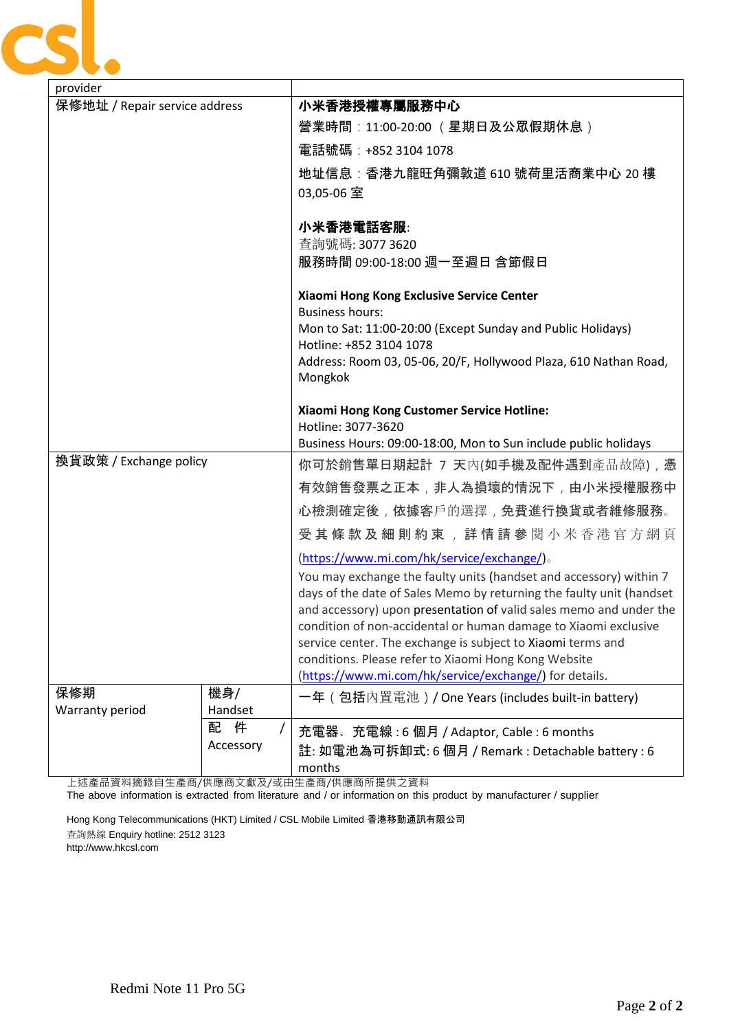| | | |
|---|---|---|
| provider | | |
| 保修地址 / Repair service address | | **小米香港授權專屬服務中心**<br>營業時間：11:00-20:00 （星期日及公眾假期休息）<br>電話號碼：+852 3104 1078<br>地址信息：香港九龍旺角彌敦道 610 號荷里活商業中心 20 樓 03,05-06 室<br><br>**小米香港電話客服**:<br>查詢號碼: 3077 3620<br>服務時間 09:00-18:00 週一至週日 含節假日<br><br>**Xiaomi Hong Kong Exclusive Service Center**<br>Business hours:<br>Mon to Sat: 11:00-20:00 (Except Sunday and Public Holidays)<br>Hotline: +852 3104 1078<br>Address: Room 03, 05-06, 20/F, Hollywood Plaza, 610 Nathan Road, Mongkok<br><br>**Xiaomi Hong Kong Customer Service Hotline:**<br>Hotline: 3077-3620<br>Business Hours: 09:00-18:00, Mon to Sun include public holidays |
| 換貨政策 / Exchange policy | | 你可於銷售單日期起計 7 天內(如手機及配件遇到產品故障)，憑有效銷售發票之正本，非人為損壞的情況下，由小米授權服務中心檢測確定後，依據客戶的選擇，免費進行換貨或者維修服務。受其條款及細則約束，詳情請參閱小米香港官方網頁(https://www.mi.com/hk/service/exchange/)。<br>You may exchange the faulty units (handset and accessory) within 7 days of the date of Sales Memo by returning the faulty unit (handset and accessory) upon presentation of valid sales memo and under the condition of non-accidental or human damage to Xiaomi exclusive service center. The exchange is subject to Xiaomi terms and conditions. Please refer to Xiaomi Hong Kong Website (https://www.mi.com/hk/service/exchange/) for details. |
| 保修期<br>Warranty period | 機身/<br>Handset | 一年（包括內置電池）/ One Years (includes built-in battery) |
| | 配件 /<br>Accessory | 充電器、充電線 : 6 個月 / Adaptor, Cable : 6 months<br>註: 如電池為可拆卸式: 6 個月 / Remark : Detachable battery : 6 months |

上述產品資料摘錄自生產商/供應商文獻及/或由生產商/供應商所提供之資料
The above information is extracted from literature and / or information on this product by manufacturer / supplier

Hong Kong Telecommunications (HKT) Limited / CSL Mobile Limited 香港移動通訊有限公司
查詢熱線 Enquiry hotline: 2512 3123
http://www.hkcsl.com

Redmi Note 11 Pro 5G